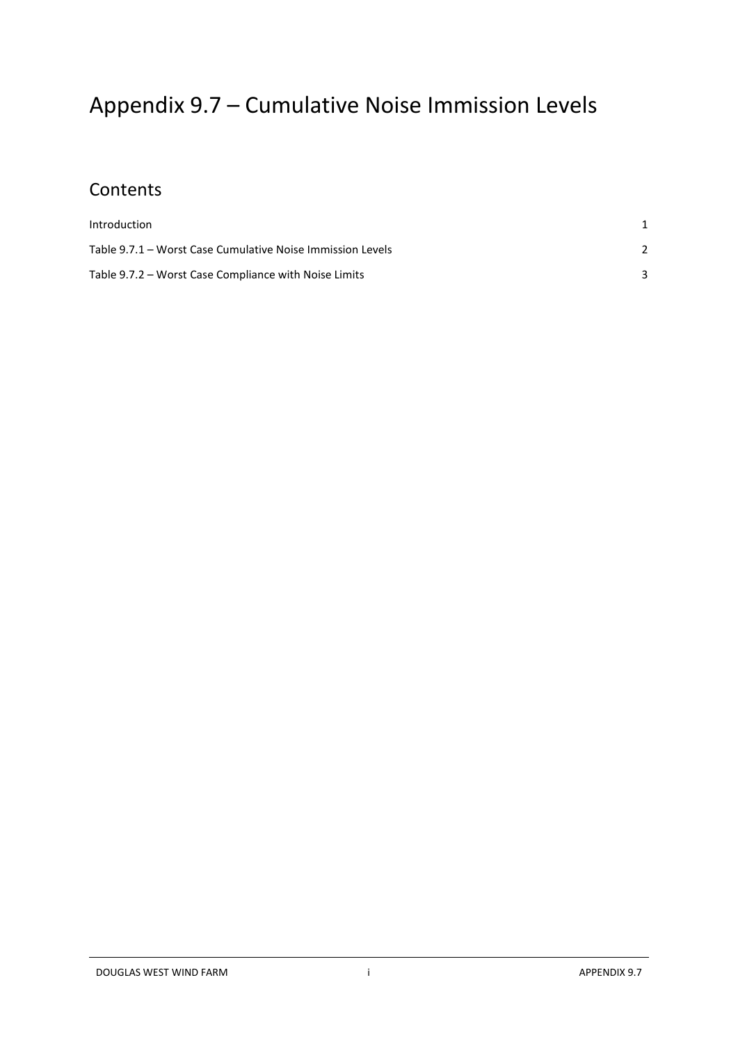# Appendix 9.7 – Cumulative Noise Immission Levels

## Contents

| | |
|---|---|
| Introduction | 1 |
| Table 9.7.1 – Worst Case Cumulative Noise Immission Levels | 2 |
| Table 9.7.2 – Worst Case Compliance with Noise Limits | 3 |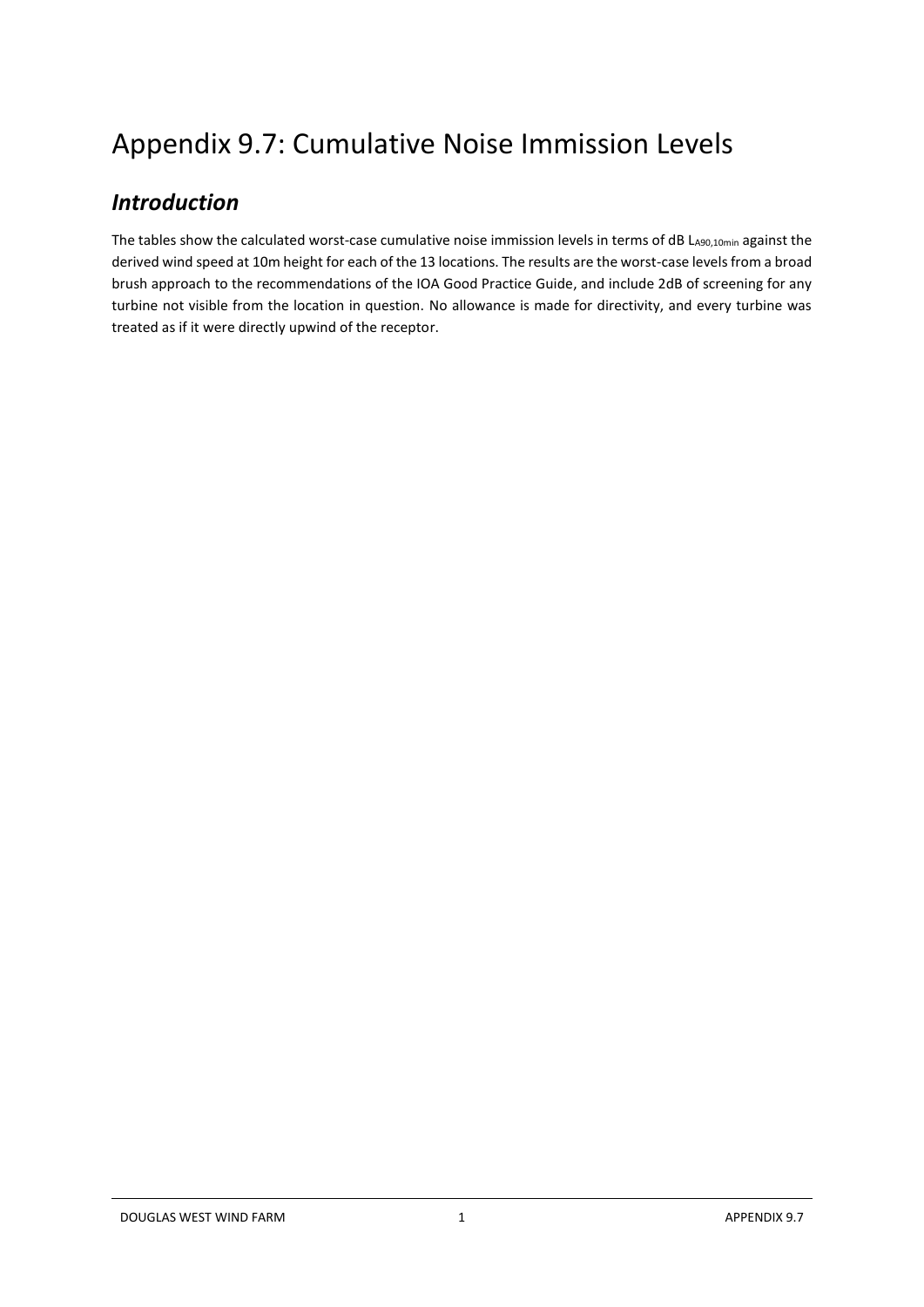# Appendix 9.7: Cumulative Noise Immission Levels

## *Introduction*

The tables show the calculated worst-case cumulative noise immission levels in terms of dB $L_{A90,10min}$ against the derived wind speed at 10m height for each of the 13 locations. The results are the worst-case levels from a broad brush approach to the recommendations of the IOA Good Practice Guide, and include 2dB of screening for any turbine not visible from the location in question. No allowance is made for directivity, and every turbine was treated as if it were directly upwind of the receptor.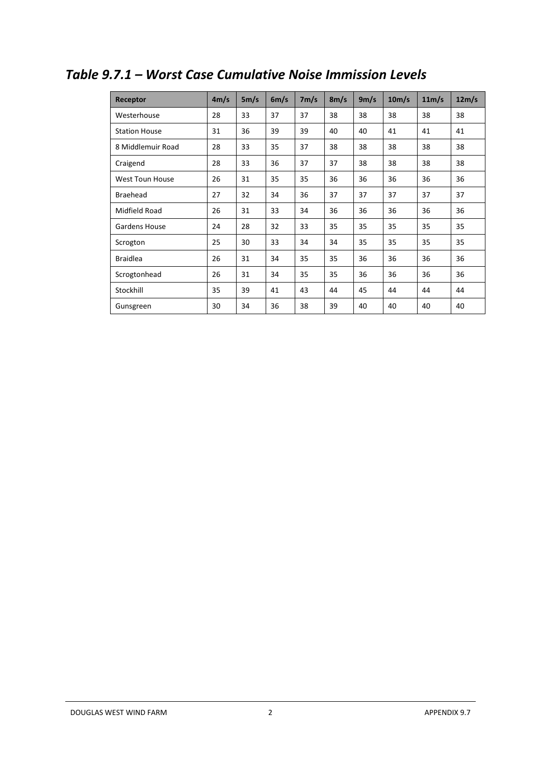## *Table 9.7.1 – Worst Case Cumulative Noise Immission Levels*

| Receptor | 4m/s | 5m/s | 6m/s | 7m/s | 8m/s | 9m/s | 10m/s | 11m/s | 12m/s |
|---|---|---|---|---|---|---|---|---|---|
| Westerhouse | 28 | 33 | 37 | 37 | 38 | 38 | 38 | 38 | 38 |
| Station House | 31 | 36 | 39 | 39 | 40 | 40 | 41 | 41 | 41 |
| 8 Middlemuir Road | 28 | 33 | 35 | 37 | 38 | 38 | 38 | 38 | 38 |
| Craigend | 28 | 33 | 36 | 37 | 37 | 38 | 38 | 38 | 38 |
| West Toun House | 26 | 31 | 35 | 35 | 36 | 36 | 36 | 36 | 36 |
| Braehead | 27 | 32 | 34 | 36 | 37 | 37 | 37 | 37 | 37 |
| Midfield Road | 26 | 31 | 33 | 34 | 36 | 36 | 36 | 36 | 36 |
| Gardens House | 24 | 28 | 32 | 33 | 35 | 35 | 35 | 35 | 35 |
| Scrogton | 25 | 30 | 33 | 34 | 34 | 35 | 35 | 35 | 35 |
| Braidlea | 26 | 31 | 34 | 35 | 35 | 36 | 36 | 36 | 36 |
| Scrogtonhead | 26 | 31 | 34 | 35 | 35 | 36 | 36 | 36 | 36 |
| Stockhill | 35 | 39 | 41 | 43 | 44 | 45 | 44 | 44 | 44 |
| Gunsgreen | 30 | 34 | 36 | 38 | 39 | 40 | 40 | 40 | 40 |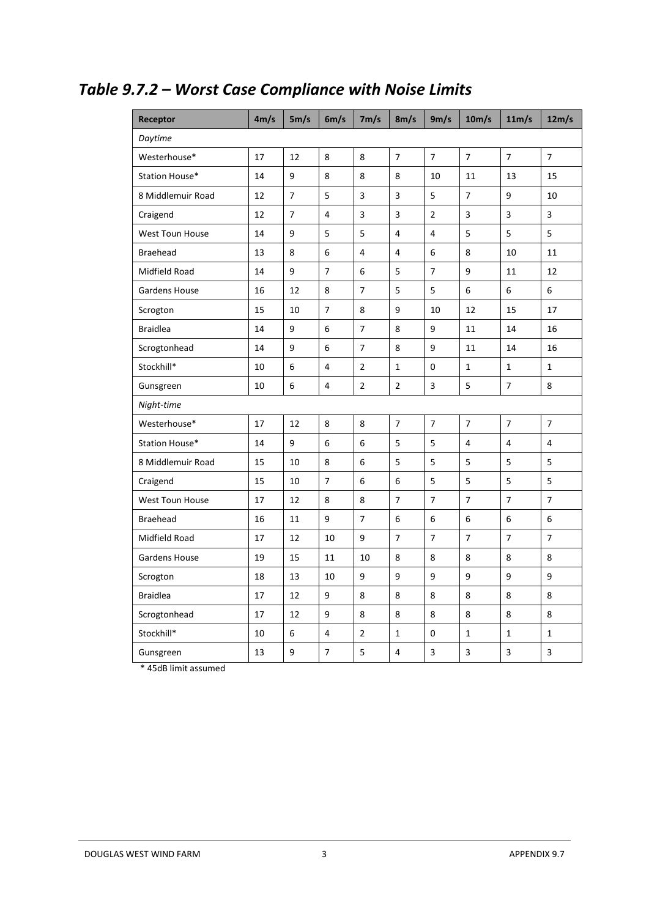## *Table 9.7.2 – Worst Case Compliance with Noise Limits*

| Receptor | 4m/s | 5m/s | 6m/s | 7m/s | 8m/s | 9m/s | 10m/s | 11m/s | 12m/s |
|---|---|---|---|---|---|---|---|---|---|
| *Daytime* | | | | | | | | | |
| Westerhouse* | 17 | 12 | 8 | 8 | 7 | 7 | 7 | 7 | 7 |
| Station House* | 14 | 9 | 8 | 8 | 8 | 10 | 11 | 13 | 15 |
| 8 Middlemuir Road | 12 | 7 | 5 | 3 | 3 | 5 | 7 | 9 | 10 |
| Craigend | 12 | 7 | 4 | 3 | 3 | 2 | 3 | 3 | 3 |
| West Toun House | 14 | 9 | 5 | 5 | 4 | 4 | 5 | 5 | 5 |
| Braehead | 13 | 8 | 6 | 4 | 4 | 6 | 8 | 10 | 11 |
| Midfield Road | 14 | 9 | 7 | 6 | 5 | 7 | 9 | 11 | 12 |
| Gardens House | 16 | 12 | 8 | 7 | 5 | 5 | 6 | 6 | 6 |
| Scrogton | 15 | 10 | 7 | 8 | 9 | 10 | 12 | 15 | 17 |
| Braidlea | 14 | 9 | 6 | 7 | 8 | 9 | 11 | 14 | 16 |
| Scrogtonhead | 14 | 9 | 6 | 7 | 8 | 9 | 11 | 14 | 16 |
| Stockhill* | 10 | 6 | 4 | 2 | 1 | 0 | 1 | 1 | 1 |
| Gunsgreen | 10 | 6 | 4 | 2 | 2 | 3 | 5 | 7 | 8 |
| *Night-time* | | | | | | | | | |
| Westerhouse* | 17 | 12 | 8 | 8 | 7 | 7 | 7 | 7 | 7 |
| Station House* | 14 | 9 | 6 | 6 | 5 | 5 | 4 | 4 | 4 |
| 8 Middlemuir Road | 15 | 10 | 8 | 6 | 5 | 5 | 5 | 5 | 5 |
| Craigend | 15 | 10 | 7 | 6 | 6 | 5 | 5 | 5 | 5 |
| West Toun House | 17 | 12 | 8 | 8 | 7 | 7 | 7 | 7 | 7 |
| Braehead | 16 | 11 | 9 | 7 | 6 | 6 | 6 | 6 | 6 |
| Midfield Road | 17 | 12 | 10 | 9 | 7 | 7 | 7 | 7 | 7 |
| Gardens House | 19 | 15 | 11 | 10 | 8 | 8 | 8 | 8 | 8 |
| Scrogton | 18 | 13 | 10 | 9 | 9 | 9 | 9 | 9 | 9 |
| Braidlea | 17 | 12 | 9 | 8 | 8 | 8 | 8 | 8 | 8 |
| Scrogtonhead | 17 | 12 | 9 | 8 | 8 | 8 | 8 | 8 | 8 |
| Stockhill* | 10 | 6 | 4 | 2 | 1 | 0 | 1 | 1 | 1 |
| Gunsgreen | 13 | 9 | 7 | 5 | 4 | 3 | 3 | 3 | 3 |

* 45dB limit assumed